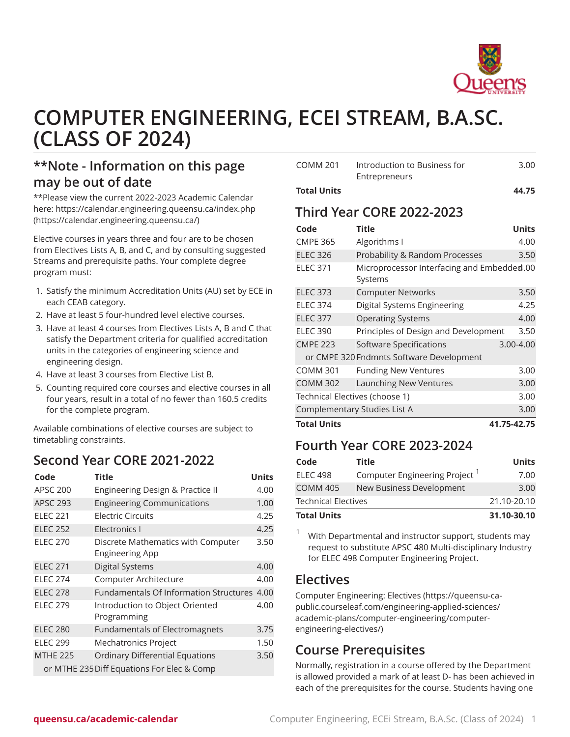# COMPUTER ENGINEERING, ECEI STREAM, B.A.SC. (CLASS OF 2024)

## **Note - Information on this page may be out of date

**Please view the current 2022-2023 Academic Calendar here: https://calendar.engineering.queensu.ca/index.php (https://calendar.engineering.queensu.ca/)

Elective courses in years three and four are to be chosen from Electives Lists A, B, and C, and by consulting suggested Streams and prerequisite paths. Your complete degree program must:

1. Satisfy the minimum Accreditation Units (AU) set by ECE in each CEAB category.
2. Have at least 5 four-hundred level elective courses.
3. Have at least 4 courses from Electives Lists A, B and C that satisfy the Department criteria for qualified accreditation units in the categories of engineering science and engineering design.
4. Have at least 3 courses from Elective List B.
5. Counting required core courses and elective courses in all four years, result in a total of no fewer than 160.5 credits for the complete program.

Available combinations of elective courses are subject to timetabling constraints.

## Second Year CORE 2021-2022

| Code | Title | Units |
|---|---|---|
| APSC 200 | Engineering Design & Practice II | 4.00 |
| APSC 293 | Engineering Communications | 1.00 |
| ELEC 221 | Electric Circuits | 4.25 |
| ELEC 252 | Electronics I | 4.25 |
| ELEC 270 | Discrete Mathematics with Computer Engineering App | 3.50 |
| ELEC 271 | Digital Systems | 4.00 |
| ELEC 274 | Computer Architecture | 4.00 |
| ELEC 278 | Fundamentals Of Information Structures | 4.00 |
| ELEC 279 | Introduction to Object Oriented Programming | 4.00 |
| ELEC 280 | Fundamentals of Electromagnets | 3.75 |
| ELEC 299 | Mechatronics Project | 1.50 |
| MTHE 225 | Ordinary Differential Equations | 3.50 |
| or MTHE 235 | Diff Equations For Elec & Comp | |
| COMM 201 | Introduction to Business for Entrepreneurs | 3.00 |
| **Total Units** | | **44.75** |

## Third Year CORE 2022-2023

| Code | Title | Units |
|---|---|---|
| CMPE 365 | Algorithms I | 4.00 |
| ELEC 326 | Probability & Random Processes | 3.50 |
| ELEC 371 | Microprocessor Interfacing and Embedded Systems | 4.00 |
| ELEC 373 | Computer Networks | 3.50 |
| ELEC 374 | Digital Systems Engineering | 4.25 |
| ELEC 377 | Operating Systems | 4.00 |
| ELEC 390 | Principles of Design and Development | 3.50 |
| CMPE 223 | Software Specifications | 3.00-4.00 |
| or CMPE 320 | Fndmnts Software Development | |
| COMM 301 | Funding New Ventures | 3.00 |
| COMM 302 | Launching New Ventures | 3.00 |
| Technical Electives (choose 1) | | 3.00 |
| Complementary Studies List A | | 3.00 |
| **Total Units** | | **41.75-42.75** |

## Fourth Year CORE 2023-2024

| Code | Title | Units |
|---|---|---|
| ELEC 498 | Computer Engineering Project [1] | 7.00 |
| COMM 405 | New Business Development | 3.00 |
| Technical Electives | | 21.10-20.10 |
| **Total Units** | | **31.10-30.10** |

[1] With Departmental and instructor support, students may request to substitute APSC 480 Multi-disciplinary Industry for ELEC 498 Computer Engineering Project.

## Electives

Computer Engineering: Electives (https://queensu-ca-public.courseleaf.com/engineering-applied-sciences/academic-plans/computer-engineering/computer-engineering-electives/)

## Course Prerequisites

Normally, registration in a course offered by the Department is allowed provided a mark of at least D- has been achieved in each of the prerequisites for the course. Students having one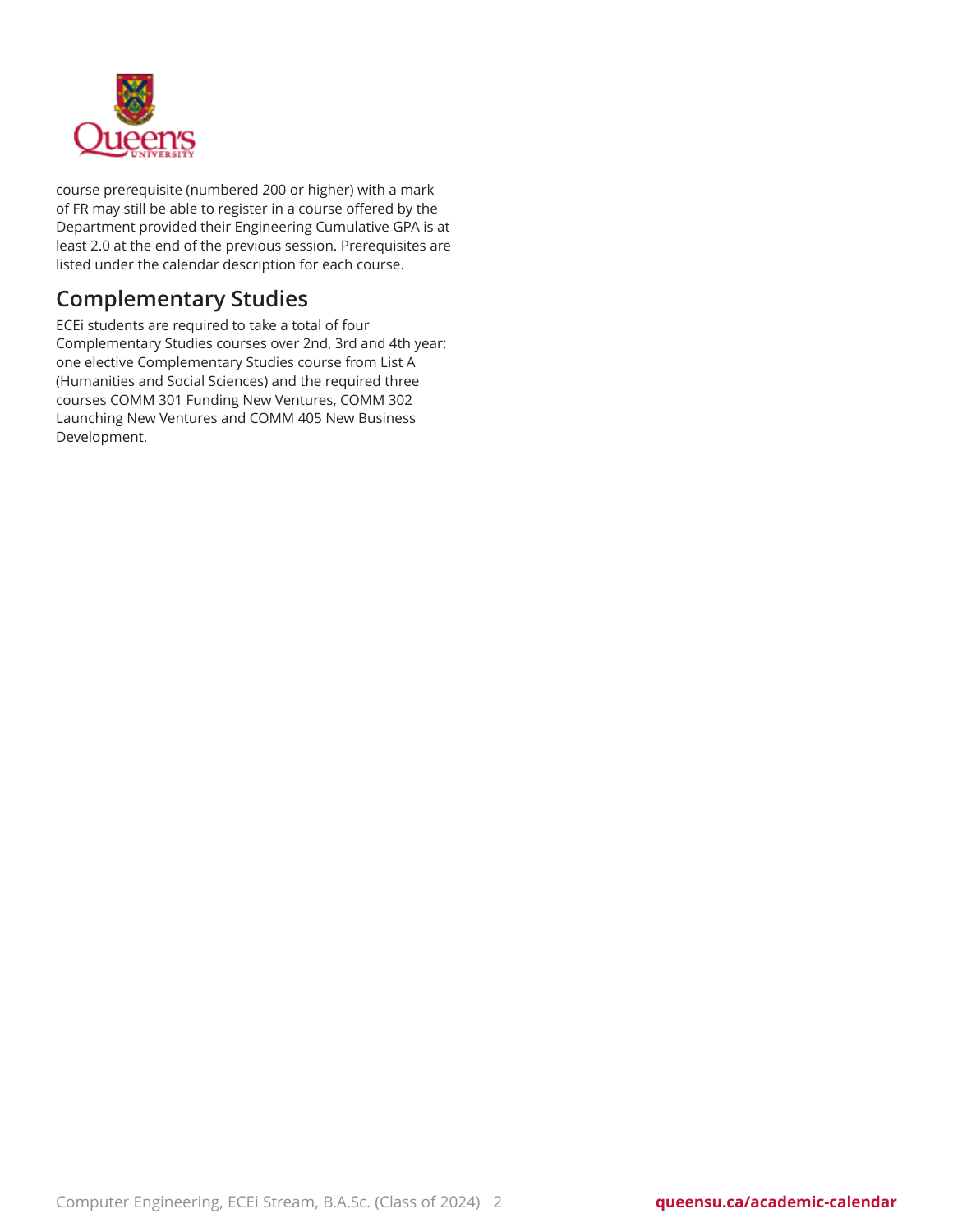course prerequisite (numbered 200 or higher) with a mark of FR may still be able to register in a course offered by the Department provided their Engineering Cumulative GPA is at least 2.0 at the end of the previous session. Prerequisites are listed under the calendar description for each course.

## Complementary Studies

ECEi students are required to take a total of four Complementary Studies courses over 2nd, 3rd and 4th year: one elective Complementary Studies course from List A (Humanities and Social Sciences) and the required three courses COMM 301 Funding New Ventures, COMM 302 Launching New Ventures and COMM 405 New Business Development.